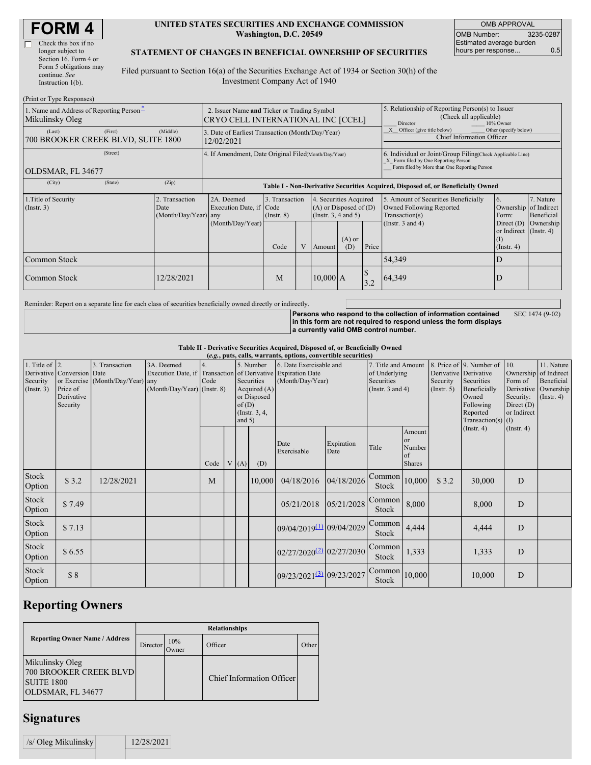# FORM 4

☐ Check this box if no longer subject to Section 16. Form 4 or Form 5 obligations may continue. *See* Instruction 1(b).

**UNITED STATES SECURITIES AND EXCHANGE COMMISSION**
**Washington, D.C. 20549**

**STATEMENT OF CHANGES IN BENEFICIAL OWNERSHIP OF SECURITIES**

Filed pursuant to Section 16(a) of the Securities Exchange Act of 1934 or Section 30(h) of the Investment Company Act of 1940

| OMB APPROVAL | |
|---|---|
| OMB Number: | 3235-0287 |
| Estimated average burden hours per response... | 0.5 |

(Print or Type Responses)

| 1. Name and Address of Reporting Person* | 2. Issuer Name **and** Ticker or Trading Symbol | 5. Relationship of Reporting Person(s) to Issuer (Check all applicable) |
|---|---|---|
| Mikulinsky Oleg | CRYO CELL INTERNATIONAL INC [CCEL] | ___ Director ___ 10% Owner |
| (Last) (First) (Middle) 700 BROOKER CREEK BLVD, SUITE 1800 | 3. Date of Earliest Transaction (Month/Day/Year) 12/02/2021 | _X_ Officer (give title below) ___ Other (specify below) Chief Information Officer |
| (Street) OLDSMAR, FL 34677 | 4. If Amendment, Date Original Filed (Month/Day/Year) | 6. Individual or Joint/Group Filing (Check Applicable Line) _X_ Form filed by One Reporting Person ___ Form filed by More than One Reporting Person |
| (City) (State) (Zip) | | |

**Table I - Non-Derivative Securities Acquired, Disposed of, or Beneficially Owned**

| 1.Title of Security (Instr. 3) | 2. Transaction Date (Month/Day/Year) | 2A. Deemed Execution Date, if any (Month/Day/Year) | 3. Transaction Code (Instr. 8) | | 4. Securities Acquired (A) or Disposed of (D) (Instr. 3, 4 and 5) | | | 5. Amount of Securities Beneficially Owned Following Reported Transaction(s) (Instr. 3 and 4) | 6. Ownership Form: Direct (D) or Indirect (I) (Instr. 4) | 7. Nature of Indirect Beneficial Ownership (Instr. 4) |
|---|---|---|---|---|---|---|---|---|---|---|
| | | | Code | V | Amount | (A) or (D) | Price | | | |
| Common Stock | | | | | | | | 54,349 | D | |
| Common Stock | 12/28/2021 | | M | | 10,000 | A | $ 3.2 | 64,349 | D | |

Reminder: Report on a separate line for each class of securities beneficially owned directly or indirectly.

**Persons who respond to the collection of information contained in this form are not required to respond unless the form displays a currently valid OMB control number.** SEC 1474 (9-02)

**Table II - Derivative Securities Acquired, Disposed of, or Beneficially Owned**
***(e.g., puts, calls, warrants, options, convertible securities)***

| 1. Title of Derivative Security (Instr. 3) | 2. Conversion or Exercise Price of Derivative Security | 3. Transaction Date (Month/Day/Year) | 3A. Deemed Execution Date, if any (Month/Day/Year) | 4. Transaction Code (Instr. 8) | | 5. Number of Derivative Securities Acquired (A) or Disposed of (D) (Instr. 3, 4, and 5) | | 6. Date Exercisable and Expiration Date (Month/Day/Year) | | 7. Title and Amount of Underlying Securities (Instr. 3 and 4) | | 8. Price of Derivative Security (Instr. 5) | 9. Number of Derivative Securities Beneficially Owned Following Reported Transaction(s) (Instr. 4) | 10. Ownership Form of Derivative Security: Direct (D) or Indirect (I) (Instr. 4) | 11. Nature of Indirect Beneficial Ownership (Instr. 4) |
|---|---|---|---|---|---|---|---|---|---|---|---|---|---|---|---|
| | | | | Code | V | (A) | (D) | Date Exercisable | Expiration Date | Title | Amount or Number of Shares | | | | |
| Stock Option | $ 3.2 | 12/28/2021 | | M | | | 10,000 | 04/18/2016 | 04/18/2026 | Common Stock | 10,000 | $ 3.2 | 30,000 | D | |
| Stock Option | $ 7.49 | | | | | | | 05/21/2018 | 05/21/2028 | Common Stock | 8,000 | | 8,000 | D | |
| Stock Option | $ 7.13 | | | | | | | 09/04/2019 [(1)] | 09/04/2029 | Common Stock | 4,444 | | 4,444 | D | |
| Stock Option | $ 6.55 | | | | | | | 02/27/2020 [(2)] | 02/27/2030 | Common Stock | 1,333 | | 1,333 | D | |
| Stock Option | $ 8 | | | | | | | 09/23/2021 [(3)] | 09/23/2027 | Common Stock | 10,000 | | 10,000 | D | |

## Reporting Owners

| Reporting Owner Name / Address | Relationships | | | |
|---|---|---|---|---|
| | Director | 10% Owner | Officer | Other |
| Mikulinsky Oleg 700 BROOKER CREEK BLVD SUITE 1800 OLDSMAR, FL 34677 | | | Chief Information Officer | |

## Signatures

| /s/ Oleg Mikulinsky | 12/28/2021 |
|---|---|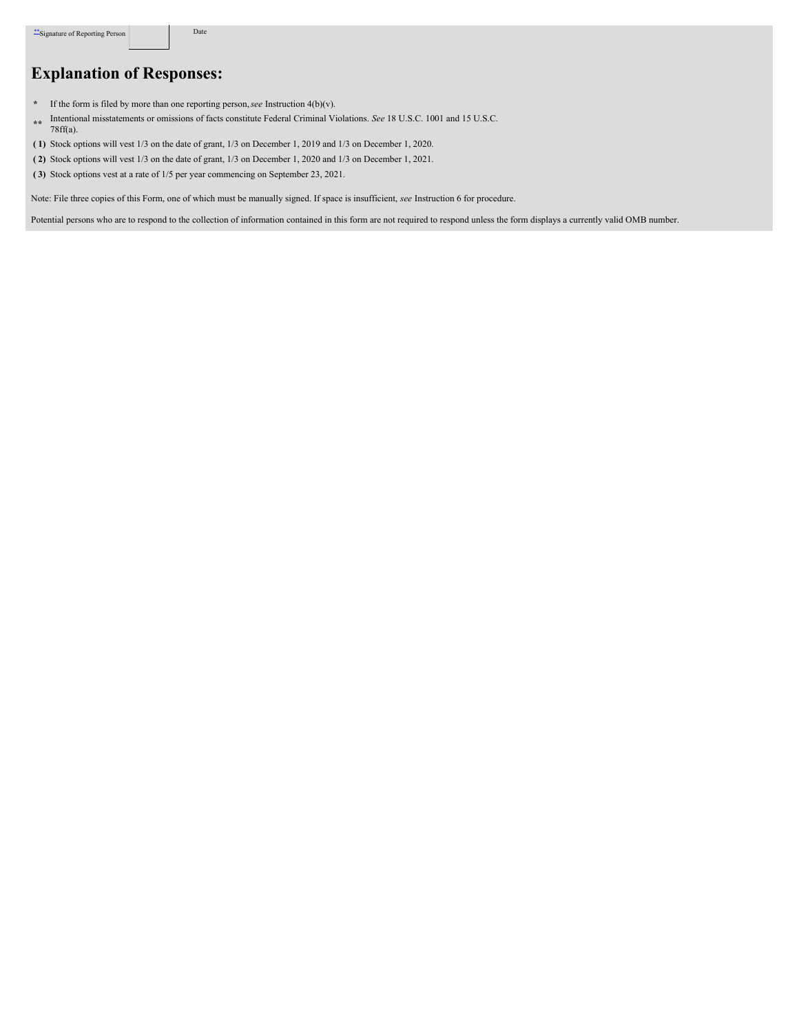| **Signature of Reporting Person | | Date |
| --- | --- | --- |

## Explanation of Responses:

\* If the form is filed by more than one reporting person, *see* Instruction 4(b)(v).

\*\* Intentional misstatements or omissions of facts constitute Federal Criminal Violations. *See* 18 U.S.C. 1001 and 15 U.S.C. 78ff(a).

**( 1)** Stock options will vest 1/3 on the date of grant, 1/3 on December 1, 2019 and 1/3 on December 1, 2020.

**( 2)** Stock options will vest 1/3 on the date of grant, 1/3 on December 1, 2020 and 1/3 on December 1, 2021.

**( 3)** Stock options vest at a rate of 1/5 per year commencing on September 23, 2021.

Note: File three copies of this Form, one of which must be manually signed. If space is insufficient, *see* Instruction 6 for procedure.

Potential persons who are to respond to the collection of information contained in this form are not required to respond unless the form displays a currently valid OMB number.